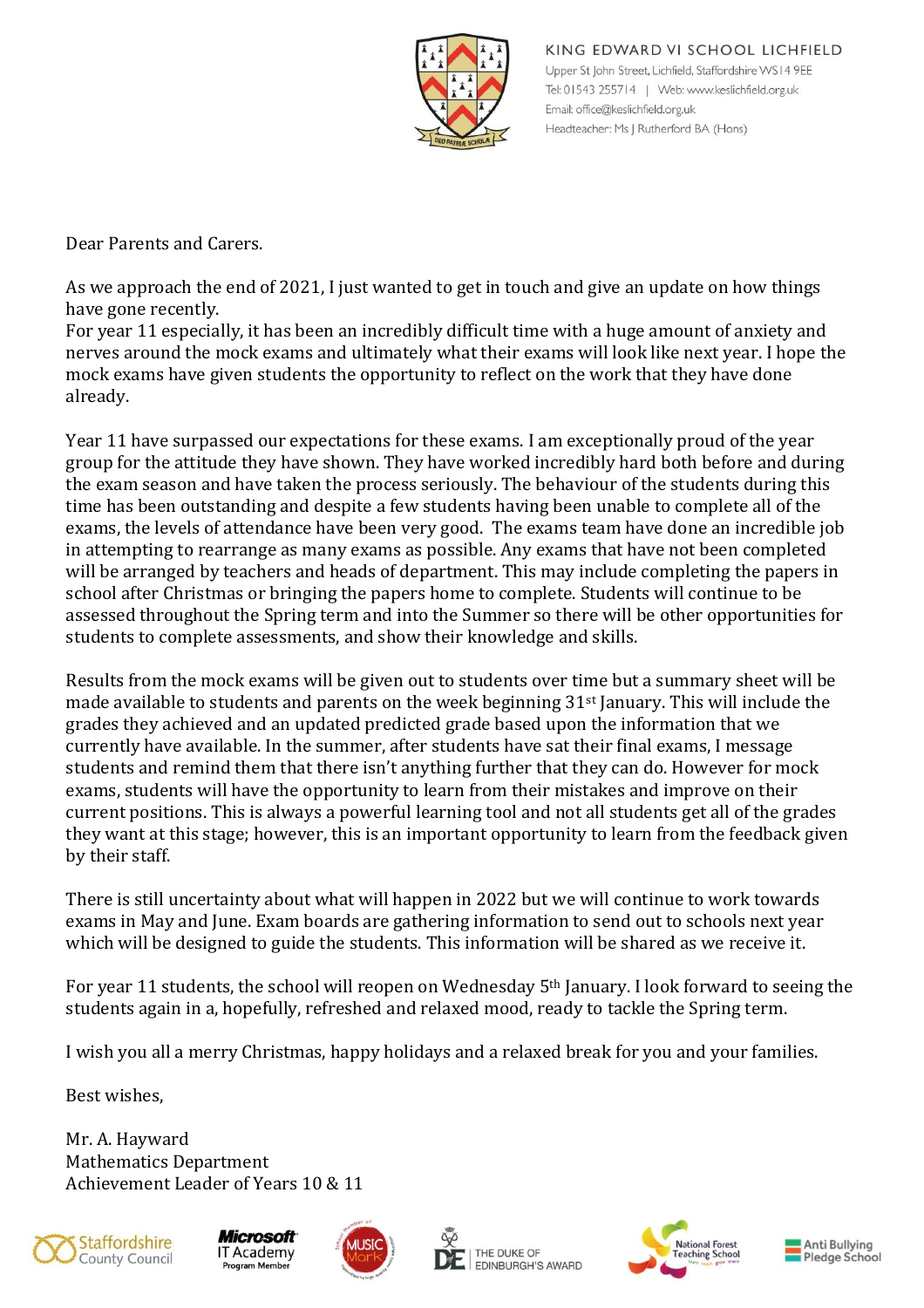KING EDWARD VI SCHOOL LICHFIELD
Upper St John Street, Lichfield, Staffordshire WS14 9EE
Tel: 01543 255714 | Web: www.keslichfield.org.uk
Email: office@keslichfield.org.uk
Headteacher: Ms J Rutherford BA (Hons)

Dear Parents and Carers.

As we approach the end of 2021, I just wanted to get in touch and give an update on how things have gone recently.
For year 11 especially, it has been an incredibly difficult time with a huge amount of anxiety and nerves around the mock exams and ultimately what their exams will look like next year. I hope the mock exams have given students the opportunity to reflect on the work that they have done already.

Year 11 have surpassed our expectations for these exams. I am exceptionally proud of the year group for the attitude they have shown. They have worked incredibly hard both before and during the exam season and have taken the process seriously. The behaviour of the students during this time has been outstanding and despite a few students having been unable to complete all of the exams, the levels of attendance have been very good. The exams team have done an incredible job in attempting to rearrange as many exams as possible. Any exams that have not been completed will be arranged by teachers and heads of department. This may include completing the papers in school after Christmas or bringing the papers home to complete. Students will continue to be assessed throughout the Spring term and into the Summer so there will be other opportunities for students to complete assessments, and show their knowledge and skills.

Results from the mock exams will be given out to students over time but a summary sheet will be made available to students and parents on the week beginning 31st January. This will include the grades they achieved and an updated predicted grade based upon the information that we currently have available. In the summer, after students have sat their final exams, I message students and remind them that there isn't anything further that they can do. However for mock exams, students will have the opportunity to learn from their mistakes and improve on their current positions. This is always a powerful learning tool and not all students get all of the grades they want at this stage; however, this is an important opportunity to learn from the feedback given by their staff.

There is still uncertainty about what will happen in 2022 but we will continue to work towards exams in May and June. Exam boards are gathering information to send out to schools next year which will be designed to guide the students. This information will be shared as we receive it.

For year 11 students, the school will reopen on Wednesday 5th January. I look forward to seeing the students again in a, hopefully, refreshed and relaxed mood, ready to tackle the Spring term.

I wish you all a merry Christmas, happy holidays and a relaxed break for you and your families.

Best wishes,

Mr. A. Hayward
Mathematics Department
Achievement Leader of Years 10 & 11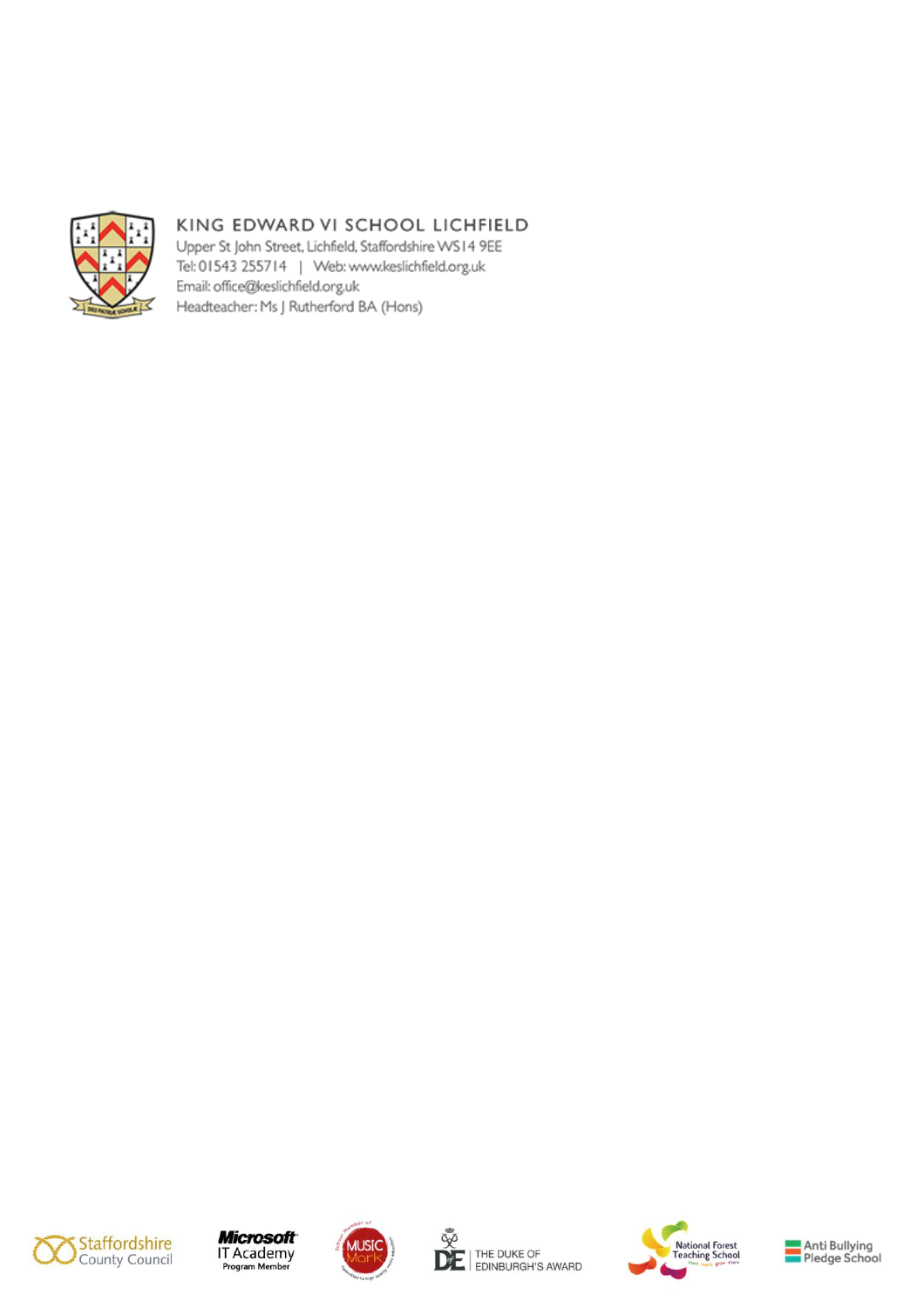KING EDWARD VI SCHOOL LICHFIELD

Upper St John Street, Lichfield, Staffordshire WS14 9EE

Tel: 01543 255714 | Web: www.keslichfield.org.uk

Email: office@keslichfield.org.uk

Headteacher: Ms J Rutherford BA (Hons)